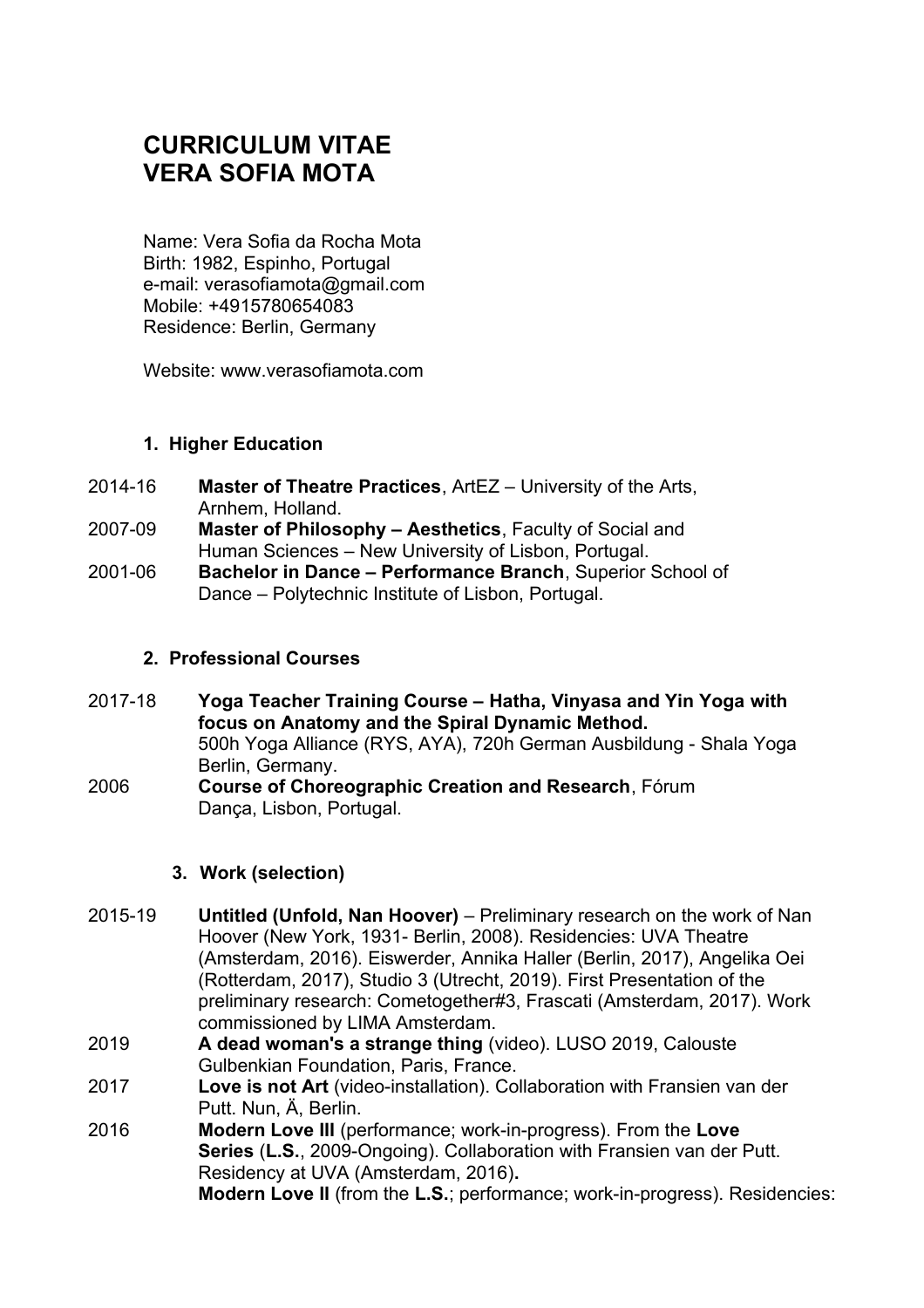# CURRICULUM VITAE
# VERA SOFIA MOTA

Name: Vera Sofia da Rocha Mota
Birth: 1982, Espinho, Portugal
e-mail: verasofiamota@gmail.com
Mobile: +4915780654083
Residence: Berlin, Germany

Website: www.verasofiamota.com

## 1. Higher Education

2014-16 **Master of Theatre Practices**, ArtEZ – University of the Arts, Arnhem, Holland.

2007-09 **Master of Philosophy – Aesthetics**, Faculty of Social and Human Sciences – New University of Lisbon, Portugal.

2001-06 **Bachelor in Dance – Performance Branch**, Superior School of Dance – Polytechnic Institute of Lisbon, Portugal.

## 2. Professional Courses

2017-18 **Yoga Teacher Training Course – Hatha, Vinyasa and Yin Yoga with focus on Anatomy and the Spiral Dynamic Method.** 500h Yoga Alliance (RYS, AYA), 720h German Ausbildung - Shala Yoga Berlin, Germany.

2006 **Course of Choreographic Creation and Research**, Fórum Dança, Lisbon, Portugal.

## 3. Work (selection)

2015-19 **Untitled (Unfold, Nan Hoover)** – Preliminary research on the work of Nan Hoover (New York, 1931- Berlin, 2008). Residencies: UVA Theatre (Amsterdam, 2016). Eiswerder, Annika Haller (Berlin, 2017), Angelika Oei (Rotterdam, 2017), Studio 3 (Utrecht, 2019). First Presentation of the preliminary research: Cometogether#3, Frascati (Amsterdam, 2017). Work commissioned by LIMA Amsterdam.

2019 **A dead woman's a strange thing** (video). LUSO 2019, Calouste Gulbenkian Foundation, Paris, France.

2017 **Love is not Art** (video-installation). Collaboration with Fransien van der Putt. Nun, Ä, Berlin.

2016 **Modern Love III** (performance; work-in-progress). From the **Love Series** (**L.S.**, 2009-Ongoing). Collaboration with Fransien van der Putt. Residency at UVA (Amsterdam, 2016)**.**

**Modern Love II** (from the **L.S.**; performance; work-in-progress). Residencies: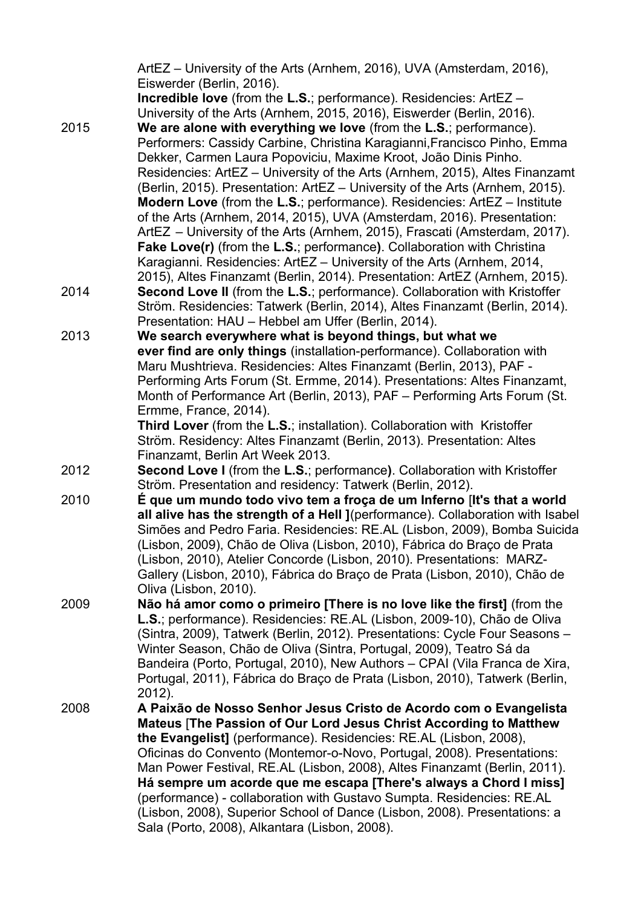ArtEZ – University of the Arts (Arnhem, 2016), UVA (Amsterdam, 2016), Eiswerder (Berlin, 2016).
**Incredible love** (from the **L.S.**; performance). Residencies: ArtEZ – University of the Arts (Arnhem, 2015, 2016), Eiswerder (Berlin, 2016).

2015 **We are alone with everything we love** (from the **L.S.**; performance). Performers: Cassidy Carbine, Christina Karagianni,Francisco Pinho, Emma Dekker, Carmen Laura Popoviciu, Maxime Kroot, João Dinis Pinho. Residencies: ArtEZ – University of the Arts (Arnhem, 2015), Altes Finanzamt (Berlin, 2015). Presentation: ArtEZ – University of the Arts (Arnhem, 2015).
**Modern Love** (from the **L.S.**; performance). Residencies: ArtEZ – Institute of the Arts (Arnhem, 2014, 2015), UVA (Amsterdam, 2016). Presentation: ArtEZ – University of the Arts (Arnhem, 2015), Frascati (Amsterdam, 2017).
**Fake Love(r)** (from the **L.S.**; performance**)**. Collaboration with Christina Karagianni. Residencies: ArtEZ – University of the Arts (Arnhem, 2014, 2015), Altes Finanzamt (Berlin, 2014). Presentation: ArtEZ (Arnhem, 2015).

2014 **Second Love II** (from the **L.S.**; performance). Collaboration with Kristoffer Ström. Residencies: Tatwerk (Berlin, 2014), Altes Finanzamt (Berlin, 2014). Presentation: HAU – Hebbel am Uffer (Berlin, 2014).

2013 **We search everywhere what is beyond things, but what we ever find are only things** (installation-performance). Collaboration with Maru Mushtrieva. Residencies: Altes Finanzamt (Berlin, 2013), PAF - Performing Arts Forum (St. Ermme, 2014). Presentations: Altes Finanzamt, Month of Performance Art (Berlin, 2013), PAF – Performing Arts Forum (St. Ermme, France, 2014).
**Third Lover** (from the **L.S.**; installation). Collaboration with Kristoffer Ström. Residency: Altes Finanzamt (Berlin, 2013). Presentation: Altes Finanzamt, Berlin Art Week 2013.

2012 **Second Love I** (from the **L.S.**; performance**)**. Collaboration with Kristoffer Ström. Presentation and residency: Tatwerk (Berlin, 2012).

2010 **É que um mundo todo vivo tem a froça de um Inferno** [**It's that a world all alive has the strength of a Hell ]**(performance). Collaboration with Isabel Simões and Pedro Faria. Residencies: RE.AL (Lisbon, 2009), Bomba Suicida (Lisbon, 2009), Chão de Oliva (Lisbon, 2010), Fábrica do Braço de Prata (Lisbon, 2010), Atelier Concorde (Lisbon, 2010). Presentations: MARZ-Gallery (Lisbon, 2010), Fábrica do Braço de Prata (Lisbon, 2010), Chão de Oliva (Lisbon, 2010).

2009 **Não há amor como o primeiro [There is no love like the first]** (from the **L.S.**; performance). Residencies: RE.AL (Lisbon, 2009-10), Chão de Oliva (Sintra, 2009), Tatwerk (Berlin, 2012). Presentations: Cycle Four Seasons – Winter Season, Chão de Oliva (Sintra, Portugal, 2009), Teatro Sá da Bandeira (Porto, Portugal, 2010), New Authors – CPAI (Vila Franca de Xira, Portugal, 2011), Fábrica do Braço de Prata (Lisbon, 2010), Tatwerk (Berlin, 2012).

2008 **A Paixão de Nosso Senhor Jesus Cristo de Acordo com o Evangelista Mateus** [**The Passion of Our Lord Jesus Christ According to Matthew the Evangelist]** (performance). Residencies: RE.AL (Lisbon, 2008), Oficinas do Convento (Montemor-o-Novo, Portugal, 2008). Presentations: Man Power Festival, RE.AL (Lisbon, 2008), Altes Finanzamt (Berlin, 2011).
**Há sempre um acorde que me escapa [There's always a Chord I miss]** (performance) - collaboration with Gustavo Sumpta. Residencies: RE.AL (Lisbon, 2008), Superior School of Dance (Lisbon, 2008). Presentations: a Sala (Porto, 2008), Alkantara (Lisbon, 2008).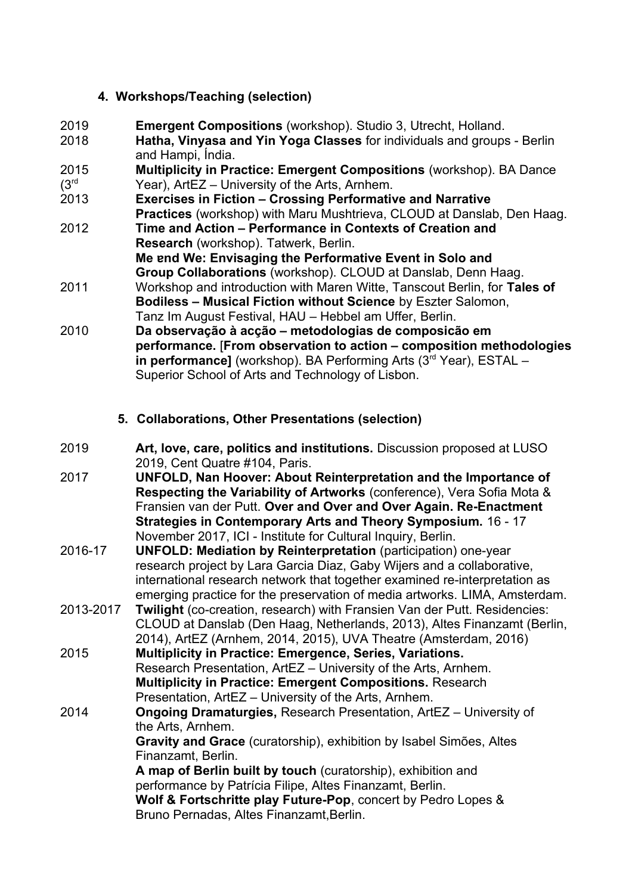## 4. Workshops/Teaching (selection)

2019 **Emergent Compositions** (workshop). Studio 3, Utrecht, Holland.

2018 **Hatha, Vinyasa and Yin Yoga Classes** for individuals and groups - Berlin and Hampi, Índia.

2015 **Multiplicity in Practice: Emergent Compositions** (workshop). BA Dance (3rd Year), ArtEZ – University of the Arts, Arnhem.

2013 **Exercises in Fiction – Crossing Performative and Narrative Practices** (workshop) with Maru Mushtrieva, CLOUD at Danslab, Den Haag.

2012 **Time and Action – Performance in Contexts of Creation and Research** (workshop). Tatwerk, Berlin.

**Me ɐnd We: Envisaging the Performative Event in Solo and Group Collaborations** (workshop). CLOUD at Danslab, Denn Haag.

2011 Workshop and introduction with Maren Witte, Tanscout Berlin, for **Tales of Bodiless – Musical Fiction without Science** by Eszter Salomon, Tanz Im August Festival, HAU – Hebbel am Uffer, Berlin.

2010 **Da observação à acção – metodologias de composicão em performance.** [**From observation to action – composition methodologies in performance]** (workshop). BA Performing Arts (3rd Year), ESTAL – Superior School of Arts and Technology of Lisbon.

## 5. Collaborations, Other Presentations (selection)

2019 **Art, love, care, politics and institutions.** Discussion proposed at LUSO 2019, Cent Quatre #104, Paris.

2017 **UNFOLD, Nan Hoover: About Reinterpretation and the Importance of Respecting the Variability of Artworks** (conference), Vera Sofia Mota & Fransien van der Putt. **Over and Over and Over Again. Re-Enactment Strategies in Contemporary Arts and Theory Symposium.** 16 - 17 November 2017, ICI - Institute for Cultural Inquiry, Berlin.

2016-17 **UNFOLD: Mediation by Reinterpretation** (participation) one-year research project by Lara Garcia Diaz, Gaby Wijers and a collaborative, international research network that together examined re-interpretation as emerging practice for the preservation of media artworks. LIMA, Amsterdam.

2013-2017 **Twilight** (co-creation, research) with Fransien Van der Putt. Residencies: CLOUD at Danslab (Den Haag, Netherlands, 2013), Altes Finanzamt (Berlin, 2014), ArtEZ (Arnhem, 2014, 2015), UVA Theatre (Amsterdam, 2016)

2015 **Multiplicity in Practice: Emergence, Series, Variations.** Research Presentation, ArtEZ – University of the Arts, Arnhem.

**Multiplicity in Practice: Emergent Compositions.** Research Presentation, ArtEZ – University of the Arts, Arnhem.

2014 **Ongoing Dramaturgies,** Research Presentation, ArtEZ – University of the Arts, Arnhem.

**Gravity and Grace** (curatorship), exhibition by Isabel Simões, Altes Finanzamt, Berlin.

**A map of Berlin built by touch** (curatorship), exhibition and performance by Patrícia Filipe, Altes Finanzamt, Berlin.

**Wolf & Fortschritte play Future-Pop**, concert by Pedro Lopes & Bruno Pernadas, Altes Finanzamt,Berlin.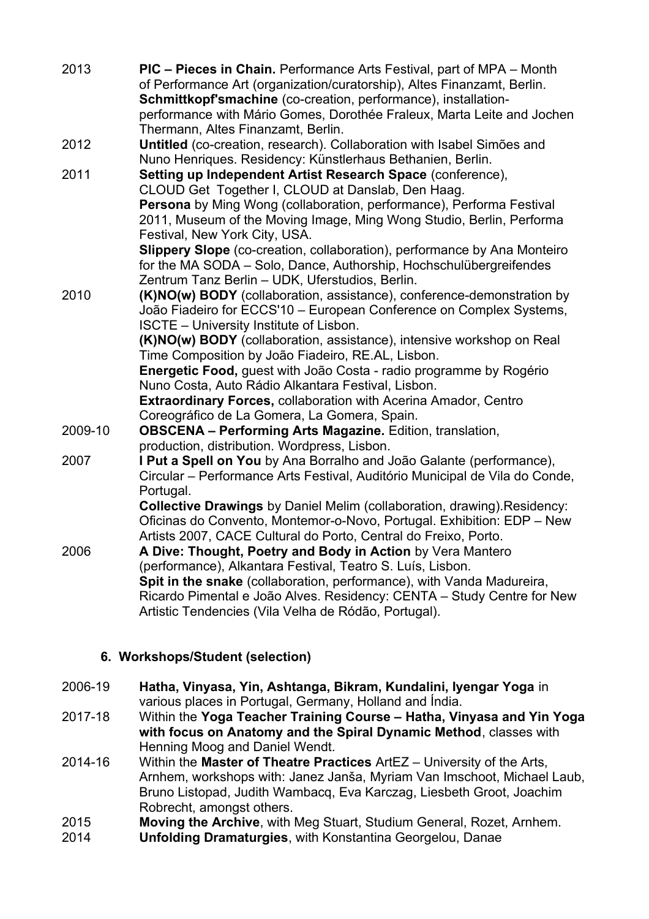2013 **PIC – Pieces in Chain.** Performance Arts Festival, part of MPA – Month of Performance Art (organization/curatorship), Altes Finanzamt, Berlin.
**Schmittkopf'smachine** (co-creation, performance), installation-performance with Mário Gomes, Dorothée Fraleux, Marta Leite and Jochen Thermann, Altes Finanzamt, Berlin.

2012 **Untitled** (co-creation, research). Collaboration with Isabel Simões and Nuno Henriques. Residency: Künstlerhaus Bethanien, Berlin.

2011 **Setting up Independent Artist Research Space** (conference), CLOUD Get Together I, CLOUD at Danslab, Den Haag.
**Persona** by Ming Wong (collaboration, performance), Performa Festival 2011, Museum of the Moving Image, Ming Wong Studio, Berlin, Performa Festival, New York City, USA.
**Slippery Slope** (co-creation, collaboration), performance by Ana Monteiro for the MA SODA – Solo, Dance, Authorship, Hochschulübergreifendes Zentrum Tanz Berlin – UDK, Uferstudios, Berlin.

2010 **(K)NO(w) BODY** (collaboration, assistance), conference-demonstration by João Fiadeiro for ECCS'10 – European Conference on Complex Systems, ISCTE – University Institute of Lisbon.
**(K)NO(w) BODY** (collaboration, assistance), intensive workshop on Real Time Composition by João Fiadeiro, RE.AL, Lisbon.
**Energetic Food,** guest with João Costa - radio programme by Rogério Nuno Costa, Auto Rádio Alkantara Festival, Lisbon.
**Extraordinary Forces,** collaboration with Acerina Amador, Centro Coreográfico de La Gomera, La Gomera, Spain.

2009-10 **OBSCENA – Performing Arts Magazine.** Edition, translation, production, distribution. Wordpress, Lisbon.

2007 **I Put a Spell on You** by Ana Borralho and João Galante (performance), Circular – Performance Arts Festival, Auditório Municipal de Vila do Conde, Portugal.
**Collective Drawings** by Daniel Melim (collaboration, drawing).Residency: Oficinas do Convento, Montemor-o-Novo, Portugal. Exhibition: EDP – New Artists 2007, CACE Cultural do Porto, Central do Freixo, Porto.

2006 **A Dive: Thought, Poetry and Body in Action** by Vera Mantero (performance), Alkantara Festival, Teatro S. Luís, Lisbon.
**Spit in the snake** (collaboration, performance), with Vanda Madureira, Ricardo Pimental e João Alves. Residency: CENTA – Study Centre for New Artistic Tendencies (Vila Velha de Ródão, Portugal).

### 6. Workshops/Student (selection)

2006-19 **Hatha, Vinyasa, Yin, Ashtanga, Bikram, Kundalini, Iyengar Yoga** in various places in Portugal, Germany, Holland and Índia.

2017-18 Within the **Yoga Teacher Training Course – Hatha, Vinyasa and Yin Yoga with focus on Anatomy and the Spiral Dynamic Method**, classes with Henning Moog and Daniel Wendt.

2014-16 Within the **Master of Theatre Practices** ArtEZ – University of the Arts, Arnhem, workshops with: Janez Janša, Myriam Van Imschoot, Michael Laub, Bruno Listopad, Judith Wambacq, Eva Karczag, Liesbeth Groot, Joachim Robrecht, amongst others.

2015 **Moving the Archive**, with Meg Stuart, Studium General, Rozet, Arnhem.

2014 **Unfolding Dramaturgies**, with Konstantina Georgelou, Danae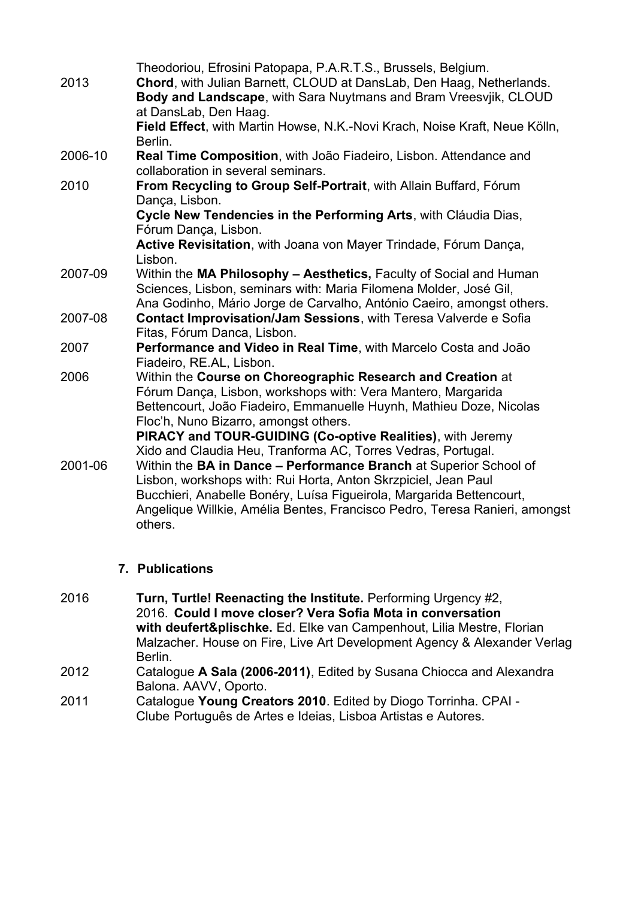Theodoriou, Efrosini Patopapa, P.A.R.T.S., Brussels, Belgium.

2013 **Chord**, with Julian Barnett, CLOUD at DansLab, Den Haag, Netherlands.
**Body and Landscape**, with Sara Nuytmans and Bram Vreesvjik, CLOUD at DansLab, Den Haag.
**Field Effect**, with Martin Howse, N.K.-Novi Krach, Noise Kraft, Neue Kölln, Berlin.

2006-10 **Real Time Composition**, with João Fiadeiro, Lisbon. Attendance and collaboration in several seminars.

2010 **From Recycling to Group Self-Portrait**, with Allain Buffard, Fórum Dança, Lisbon.
**Cycle New Tendencies in the Performing Arts**, with Cláudia Dias, Fórum Dança, Lisbon.
**Active Revisitation**, with Joana von Mayer Trindade, Fórum Dança, Lisbon.

2007-09 Within the **MA Philosophy – Aesthetics,** Faculty of Social and Human Sciences, Lisbon, seminars with: Maria Filomena Molder, José Gil, Ana Godinho, Mário Jorge de Carvalho, António Caeiro, amongst others.

2007-08 **Contact Improvisation/Jam Sessions**, with Teresa Valverde e Sofia Fitas, Fórum Danca, Lisbon.

2007 **Performance and Video in Real Time**, with Marcelo Costa and João Fiadeiro, RE.AL, Lisbon.

2006 Within the **Course on Choreographic Research and Creation** at Fórum Dança, Lisbon, workshops with: Vera Mantero, Margarida Bettencourt, João Fiadeiro, Emmanuelle Huynh, Mathieu Doze, Nicolas Floc'h, Nuno Bizarro, amongst others.
**PIRACY and TOUR-GUIDING (Co-optive Realities)**, with Jeremy Xido and Claudia Heu, Tranforma AC, Torres Vedras, Portugal.

2001-06 Within the **BA in Dance – Performance Branch** at Superior School of Lisbon, workshops with: Rui Horta, Anton Skrzpiciel, Jean Paul Bucchieri, Anabelle Bonéry, Luísa Figueirola, Margarida Bettencourt, Angelique Willkie, Amélia Bentes, Francisco Pedro, Teresa Ranieri, amongst others.

## 7. Publications

2016 **Turn, Turtle! Reenacting the Institute.** Performing Urgency #2, 2016. **Could I move closer? Vera Sofia Mota in conversation with deufert&plischke.** Ed. Elke van Campenhout, Lilia Mestre, Florian Malzacher. House on Fire, Live Art Development Agency & Alexander Verlag Berlin.

2012 Catalogue **A Sala (2006-2011)**, Edited by Susana Chiocca and Alexandra Balona. AAVV, Oporto.

2011 Catalogue **Young Creators 2010**. Edited by Diogo Torrinha. CPAI - Clube Português de Artes e Ideias, Lisboa Artistas e Autores.